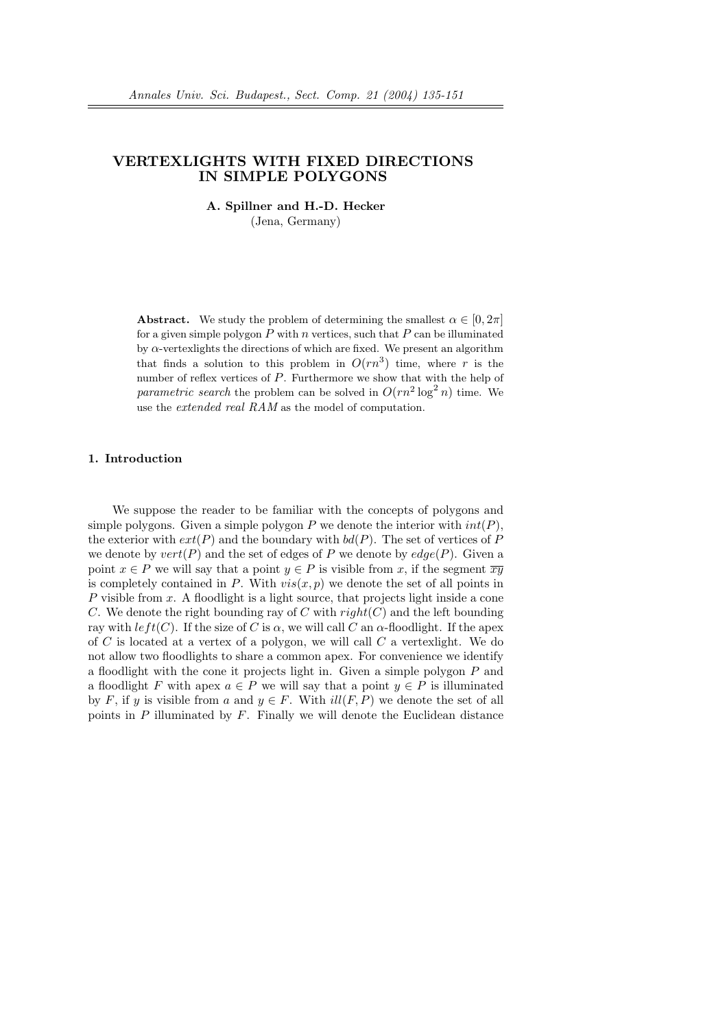# VERTEXLIGHTS WITH FIXED DIRECTIONS IN SIMPLE POLYGONS

**A. Spillner and H.-D. Hecker**
(Jena, Germany)

**Abstract.** We study the problem of determining the smallest $\alpha \in [0, 2\pi]$ for a given simple polygon $P$ with $n$ vertices, such that $P$ can be illuminated by $\alpha$-vertexlights the directions of which are fixed. We present an algorithm that finds a solution to this problem in $O(rn^3)$ time, where $r$ is the number of reflex vertices of $P$. Furthermore we show that with the help of *parametric search* the problem can be solved in $O(rn^2 \log^2 n)$ time. We use the *extended real RAM* as the model of computation.

## 1. Introduction

We suppose the reader to be familiar with the concepts of polygons and simple polygons. Given a simple polygon $P$ we denote the interior with $int(P)$, the exterior with $ext(P)$ and the boundary with $bd(P)$. The set of vertices of $P$ we denote by $vert(P)$ and the set of edges of $P$ we denote by $edge(P)$. Given a point $x \in P$ we will say that a point $y \in P$ is visible from $x$, if the segment $\overline{xy}$ is completely contained in $P$. With $vis(x, p)$ we denote the set of all points in $P$ visible from $x$. A floodlight is a light source, that projects light inside a cone $C$. We denote the right bounding ray of $C$ with $right(C)$ and the left bounding ray with $left(C)$. If the size of $C$ is $\alpha$, we will call $C$ an $\alpha$-floodlight. If the apex of $C$ is located at a vertex of a polygon, we will call $C$ a vertexlight. We do not allow two floodlights to share a common apex. For convenience we identify a floodlight with the cone it projects light in. Given a simple polygon $P$ and a floodlight $F$ with apex $a \in P$ we will say that a point $y \in P$ is illuminated by $F$, if $y$ is visible from $a$ and $y \in F$. With $ill(F, P)$ we denote the set of all points in $P$ illuminated by $F$. Finally we will denote the Euclidean distance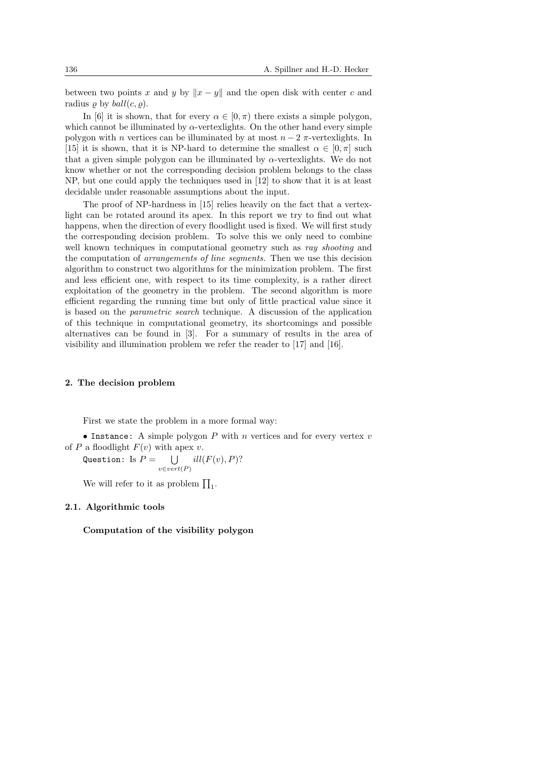between two points $x$ and $y$ by $\|x - y\|$ and the open disk with center $c$ and radius $\varrho$ by $ball(c, \varrho)$.

In [6] it is shown, that for every $\alpha \in [0, \pi)$ there exists a simple polygon, which cannot be illuminated by $\alpha$-vertexlights. On the other hand every simple polygon with $n$ vertices can be illuminated by at most $n - 2$ $\pi$-vertexlights. In [15] it is shown, that it is NP-hard to determine the smallest $\alpha \in [0, \pi]$ such that a given simple polygon can be illuminated by $\alpha$-vertexlights. We do not know whether or not the corresponding decision problem belongs to the class NP, but one could apply the techniques used in [12] to show that it is at least decidable under reasonable assumptions about the input.

The proof of NP-hardness in [15] relies heavily on the fact that a vertexlight can be rotated around its apex. In this report we try to find out what happens, when the direction of every floodlight used is fixed. We will first study the corresponding decision problem. To solve this we only need to combine well known techniques in computational geometry such as *ray shooting* and the computation of *arrangements of line segments*. Then we use this decision algorithm to construct two algorithms for the minimization problem. The first and less efficient one, with respect to its time complexity, is a rather direct exploitation of the geometry in the problem. The second algorithm is more efficient regarding the running time but only of little practical value since it is based on the *parametric search* technique. A discussion of the application of this technique in computational geometry, its shortcomings and possible alternatives can be found in [3]. For a summary of results in the area of visibility and illumination problem we refer the reader to [17] and [16].

## 2. The decision problem

First we state the problem in a more formal way:

• `Instance:` A simple polygon $P$ with $n$ vertices and for every vertex $v$ of $P$ a floodlight $F(v)$ with apex $v$.

`Question:` Is $P = \bigcup_{v \in vert(P)} ill(F(v), P)$?

We will refer to it as problem $\prod_1$.

### 2.1. Algorithmic tools

**Computation of the visibility polygon**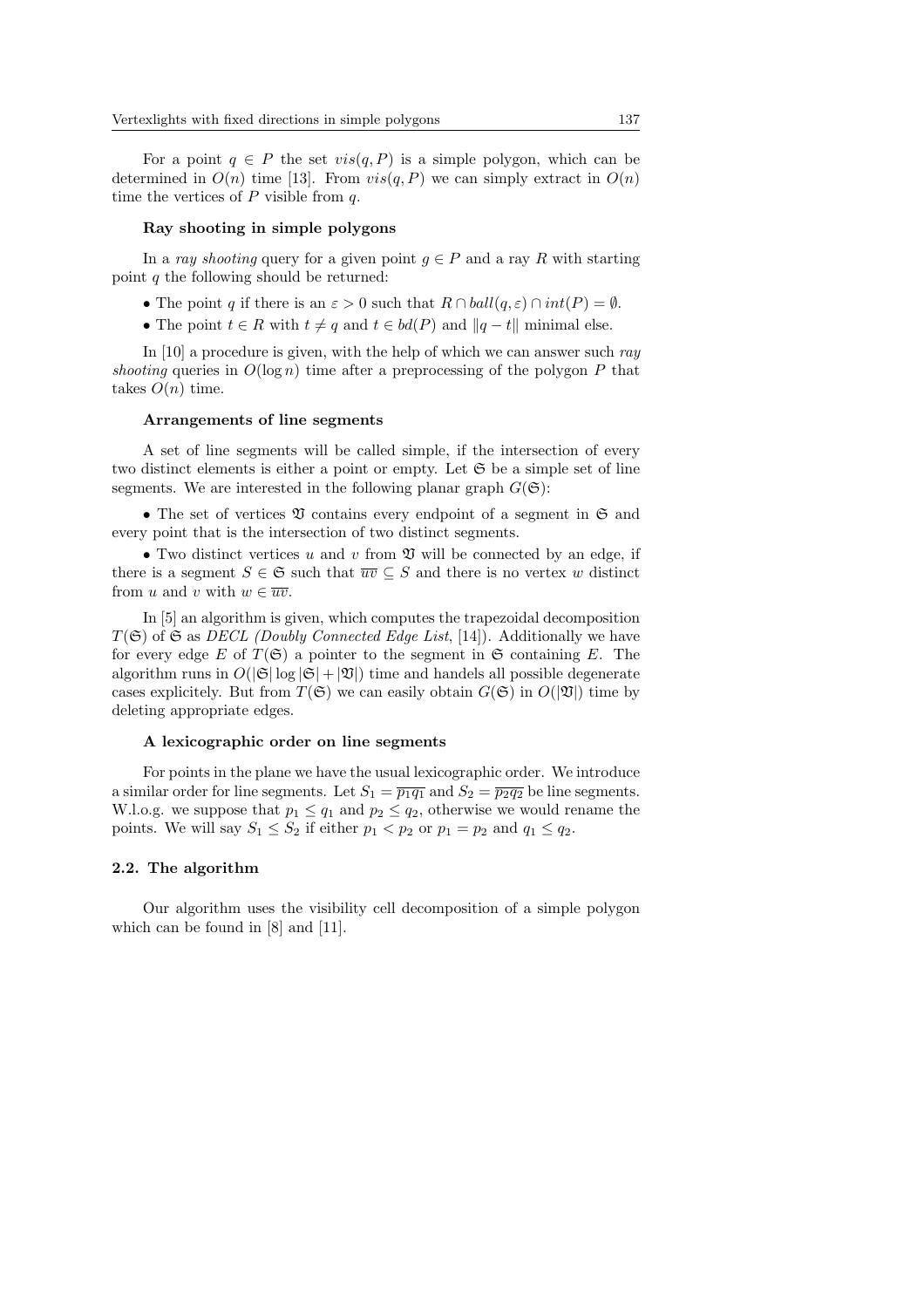For a point $q \in P$ the set $vis(q, P)$ is a simple polygon, which can be determined in $O(n)$ time [13]. From $vis(q, P)$ we can simply extract in $O(n)$ time the vertices of $P$ visible from $q$.

#### Ray shooting in simple polygons

In a *ray shooting* query for a given point $g \in P$ and a ray $R$ with starting point $q$ the following should be returned:

- The point $q$ if there is an $\varepsilon > 0$ such that $R \cap ball(q, \varepsilon) \cap int(P) = \emptyset$.
- The point $t \in R$ with $t \neq q$ and $t \in bd(P)$ and $\|q - t\|$ minimal else.

In [10] a procedure is given, with the help of which we can answer such *ray shooting* queries in $O(\log n)$ time after a preprocessing of the polygon $P$ that takes $O(n)$ time.

#### Arrangements of line segments

A set of line segments will be called simple, if the intersection of every two distinct elements is either a point or empty. Let $\mathfrak{S}$ be a simple set of line segments. We are interested in the following planar graph $G(\mathfrak{S})$:

- The set of vertices $\mathfrak{V}$ contains every endpoint of a segment in $\mathfrak{S}$ and every point that is the intersection of two distinct segments.
- Two distinct vertices $u$ and $v$ from $\mathfrak{V}$ will be connected by an edge, if there is a segment $S \in \mathfrak{S}$ such that $\overline{uv} \subseteq S$ and there is no vertex $w$ distinct from $u$ and $v$ with $w \in \overline{uv}$.

In [5] an algorithm is given, which computes the trapezoidal decomposition $T(\mathfrak{S})$ of $\mathfrak{S}$ as *DECL (Doubly Connected Edge List*, [14]). Additionally we have for every edge $E$ of $T(\mathfrak{S})$ a pointer to the segment in $\mathfrak{S}$ containing $E$. The algorithm runs in $O(|\mathfrak{S}| \log |\mathfrak{S}| + |\mathfrak{V}|)$ time and handels all possible degenerate cases explicitely. But from $T(\mathfrak{S})$ we can easily obtain $G(\mathfrak{S})$ in $O(|\mathfrak{V}|)$ time by deleting appropriate edges.

#### A lexicographic order on line segments

For points in the plane we have the usual lexicographic order. We introduce a similar order for line segments. Let $S_1 = \overline{p_1 q_1}$ and $S_2 = \overline{p_2 q_2}$ be line segments. W.l.o.g. we suppose that $p_1 \leq q_1$ and $p_2 \leq q_2$, otherwise we would rename the points. We will say $S_1 \leq S_2$ if either $p_1 < p_2$ or $p_1 = p_2$ and $q_1 \leq q_2$.

### 2.2. The algorithm

Our algorithm uses the visibility cell decomposition of a simple polygon which can be found in [8] and [11].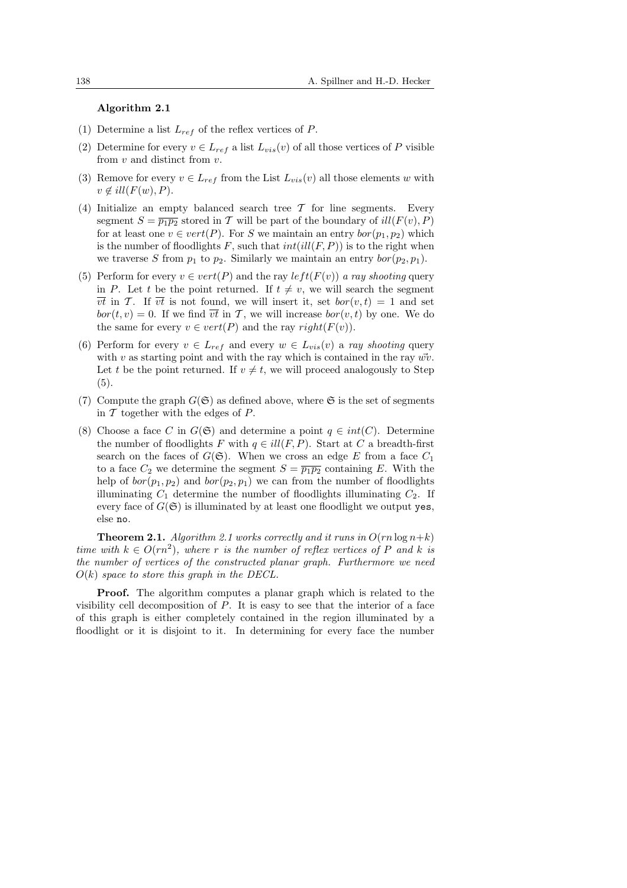**Algorithm 2.1**

(1) Determine a list $L_{ref}$ of the reflex vertices of $P$.

(2) Determine for every $v \in L_{ref}$ a list $L_{vis}(v)$ of all those vertices of $P$ visible from $v$ and distinct from $v$.

(3) Remove for every $v \in L_{ref}$ from the List $L_{vis}(v)$ all those elements $w$ with $v \notin ill(F(w), P)$.

(4) Initialize an empty balanced search tree $\mathcal{T}$ for line segments. Every segment $S = \overline{p_1 p_2}$ stored in $\mathcal{T}$ will be part of the boundary of $ill(F(v), P)$ for at least one $v \in vert(P)$. For $S$ we maintain an entry $bor(p_1, p_2)$ which is the number of floodlights $F$, such that $int(ill(F, P))$ is to the right when we traverse $S$ from $p_1$ to $p_2$. Similarly we maintain an entry $bor(p_2, p_1)$.

(5) Perform for every $v \in vert(P)$ and the ray $left(F(v))$ *a ray shooting* query in $P$. Let $t$ be the point returned. If $t \neq v$, we will search the segment $\overline{vt}$ in $\mathcal{T}$. If $\overline{vt}$ is not found, we will insert it, set $bor(v, t) = 1$ and set $bor(t, v) = 0$. If we find $\overline{vt}$ in $\mathcal{T}$, we will increase $bor(v, t)$ by one. We do the same for every $v \in vert(P)$ and the ray $right(F(v))$.

(6) Perform for every $v \in L_{ref}$ and every $w \in L_{vis}(v)$ a *ray shooting* query with $v$ as starting point and with the ray which is contained in the ray $\vec{wv}$. Let $t$ be the point returned. If $v \neq t$, we will proceed analogously to Step (5).

(7) Compute the graph $G(\mathfrak{S})$ as defined above, where $\mathfrak{S}$ is the set of segments in $\mathcal{T}$ together with the edges of $P$.

(8) Choose a face $C$ in $G(\mathfrak{S})$ and determine a point $q \in int(C)$. Determine the number of floodlights $F$ with $q \in ill(F, P)$. Start at $C$ a breadth-first search on the faces of $G(\mathfrak{S})$. When we cross an edge $E$ from a face $C_1$ to a face $C_2$ we determine the segment $S = \overline{p_1 p_2}$ containing $E$. With the help of $bor(p_1, p_2)$ and $bor(p_2, p_1)$ we can from the number of floodlights illuminating $C_1$ determine the number of floodlights illuminating $C_2$. If every face of $G(\mathfrak{S})$ is illuminated by at least one floodlight we output `yes`, else `no`.

**Theorem 2.1.** *Algorithm 2.1 works correctly and it runs in $O(rn \log n + k)$ time with $k \in O(rn^2)$, where $r$ is the number of reflex vertices of $P$ and $k$ is the number of vertices of the constructed planar graph. Furthermore we need $O(k)$ space to store this graph in the DECL.*

**Proof.** The algorithm computes a planar graph which is related to the visibility cell decomposition of $P$. It is easy to see that the interior of a face of this graph is either completely contained in the region illuminated by a floodlight or it is disjoint to it. In determining for every face the number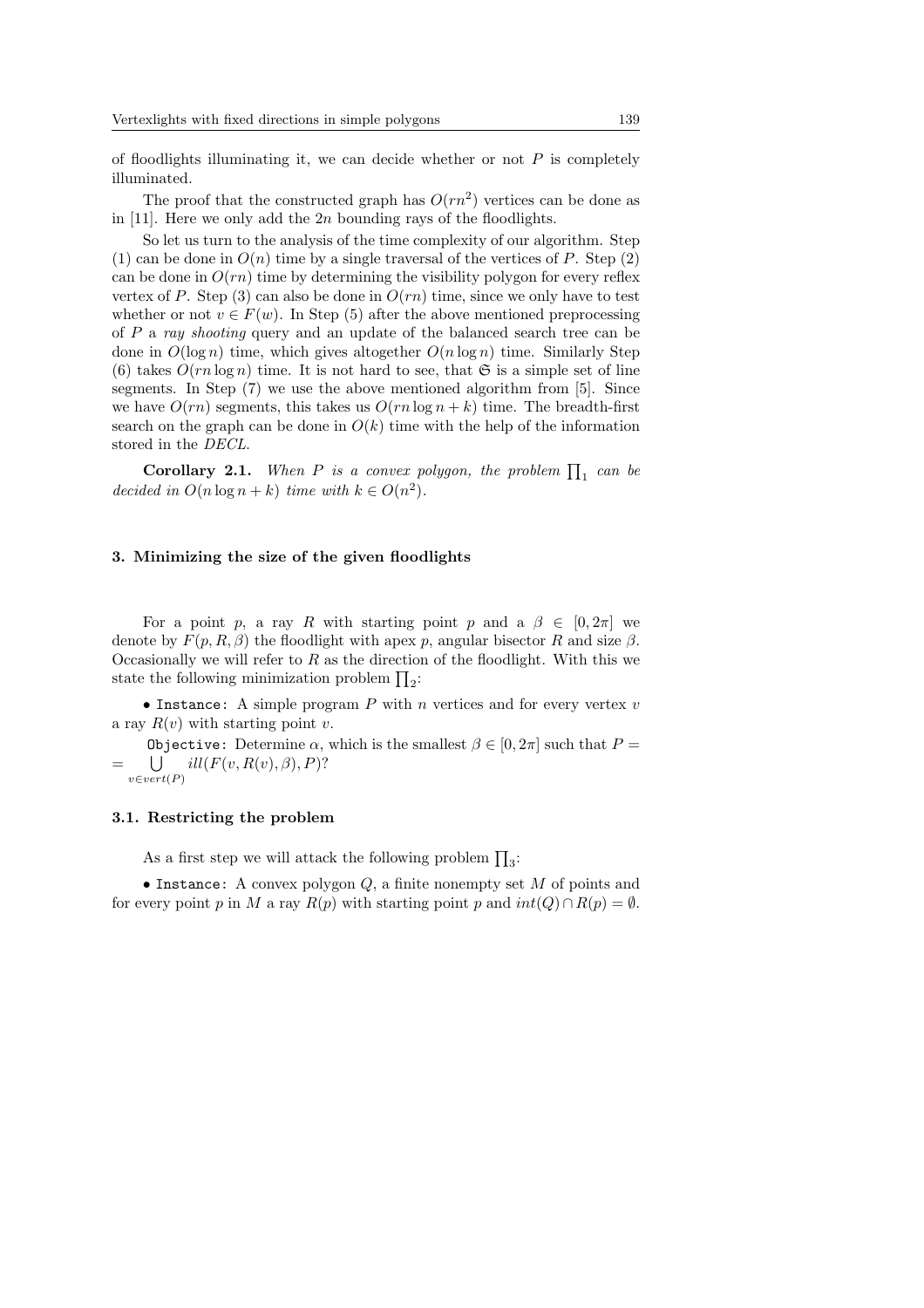of floodlights illuminating it, we can decide whether or not $P$ is completely illuminated.

The proof that the constructed graph has $O(rn^2)$ vertices can be done as in [11]. Here we only add the $2n$ bounding rays of the floodlights.

So let us turn to the analysis of the time complexity of our algorithm. Step (1) can be done in $O(n)$ time by a single traversal of the vertices of $P$. Step (2) can be done in $O(rn)$ time by determining the visibility polygon for every reflex vertex of $P$. Step (3) can also be done in $O(rn)$ time, since we only have to test whether or not $v \in F(w)$. In Step (5) after the above mentioned preprocessing of $P$ a *ray shooting* query and an update of the balanced search tree can be done in $O(\log n)$ time, which gives altogether $O(n \log n)$ time. Similarly Step (6) takes $O(rn \log n)$ time. It is not hard to see, that $\mathfrak{S}$ is a simple set of line segments. In Step (7) we use the above mentioned algorithm from [5]. Since we have $O(rn)$ segments, this takes us $O(rn \log n + k)$ time. The breadth-first search on the graph can be done in $O(k)$ time with the help of the information stored in the *DECL*.

**Corollary 2.1.** *When $P$ is a convex polygon, the problem $\prod_1$ can be decided in $O(n \log n + k)$ time with $k \in O(n^2)$.*

## 3. Minimizing the size of the given floodlights

For a point $p$, a ray $R$ with starting point $p$ and a $\beta \in [0, 2\pi]$ we denote by $F(p, R, \beta)$ the floodlight with apex $p$, angular bisector $R$ and size $\beta$. Occasionally we will refer to $R$ as the direction of the floodlight. With this we state the following minimization problem $\prod_2$:

• `Instance:` A simple program $P$ with $n$ vertices and for every vertex $v$ a ray $R(v)$ with starting point $v$.

`Objective:` Determine $\alpha$, which is the smallest $\beta \in [0, 2\pi]$ such that $P = \bigcup_{v \in vert(P)} ill(F(v, R(v), \beta), P)$?

### 3.1. Restricting the problem

As a first step we will attack the following problem $\prod_3$:

• `Instance:` A convex polygon $Q$, a finite nonempty set $M$ of points and for every point $p$ in $M$ a ray $R(p)$ with starting point $p$ and $int(Q) \cap R(p) = \emptyset$.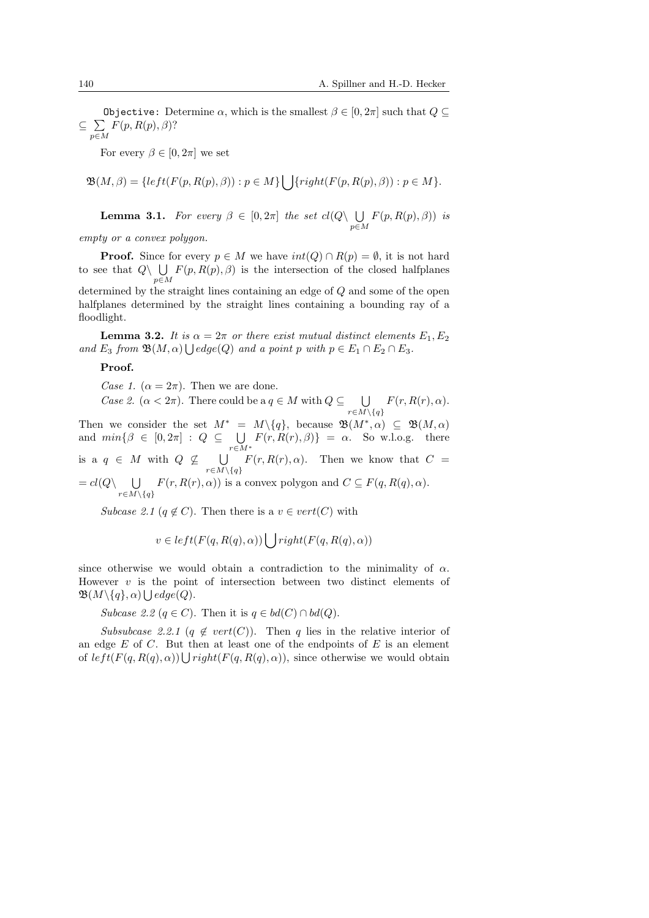`Objective:` Determine $\alpha$, which is the smallest $\beta \in [0, 2\pi]$ such that $Q \subseteq \subseteq \sum_{p \in M} F(p, R(p), \beta)$?

For every $\beta \in [0, 2\pi]$ we set

$$\mathfrak{B}(M, \beta) = \{left(F(p, R(p), \beta)) : p \in M\} \bigcup \{right(F(p, R(p), \beta)) : p \in M\}.$$

**Lemma 3.1.** *For every $\beta \in [0, 2\pi]$ the set $cl(Q \backslash \bigcup_{p \in M} F(p, R(p), \beta))$ is empty or a convex polygon.*

**Proof.** Since for every $p \in M$ we have $int(Q) \cap R(p) = \emptyset$, it is not hard to see that $Q \backslash \bigcup_{p \in M} F(p, R(p), \beta)$ is the intersection of the closed halfplanes determined by the straight lines containing an edge of $Q$ and some of the open halfplanes determined by the straight lines containing a bounding ray of a floodlight.

**Lemma 3.2.** *It is $\alpha = 2\pi$ or there exist mutual distinct elements $E_1, E_2$ and $E_3$ from $\mathfrak{B}(M, \alpha) \bigcup edge(Q)$ and a point $p$ with $p \in E_1 \cap E_2 \cap E_3$.*

**Proof.**

*Case 1.* ($\alpha = 2\pi$). Then we are done.

*Case 2.* ($\alpha < 2\pi$). There could be a $q \in M$ with $Q \subseteq \bigcup_{r \in M \backslash \{q\}} F(r, R(r), \alpha)$. Then we consider the set $M^* = M \backslash \{q\}$, because $\mathfrak{B}(M^*, \alpha) \subseteq \mathfrak{B}(M, \alpha)$ and $min\{\beta \in [0, 2\pi] : Q \subseteq \bigcup_{r \in M^*} F(r, R(r), \beta)\} = \alpha$. So w.l.o.g. there is a $q \in M$ with $Q \not\subseteq \bigcup_{r \in M \backslash \{q\}} F(r, R(r), \alpha)$. Then we know that $C = cl(Q \backslash \bigcup_{r \in M \backslash \{q\}} F(r, R(r), \alpha))$ is a convex polygon and $C \subseteq F(q, R(q), \alpha)$.

*Subcase 2.1* ($q \notin C$). Then there is a $v \in vert(C)$ with

$$v \in left(F(q, R(q), \alpha)) \bigcup right(F(q, R(q), \alpha))$$

since otherwise we would obtain a contradiction to the minimality of $\alpha$. However $v$ is the point of intersection between two distinct elements of $\mathfrak{B}(M \backslash \{q\}, \alpha) \bigcup edge(Q)$.

*Subcase 2.2* ($q \in C$). Then it is $q \in bd(C) \cap bd(Q)$.

*Subsubcase 2.2.1* ($q \notin vert(C)$). Then $q$ lies in the relative interior of an edge $E$ of $C$. But then at least one of the endpoints of $E$ is an element of $left(F(q, R(q), \alpha)) \bigcup right(F(q, R(q), \alpha))$, since otherwise we would obtain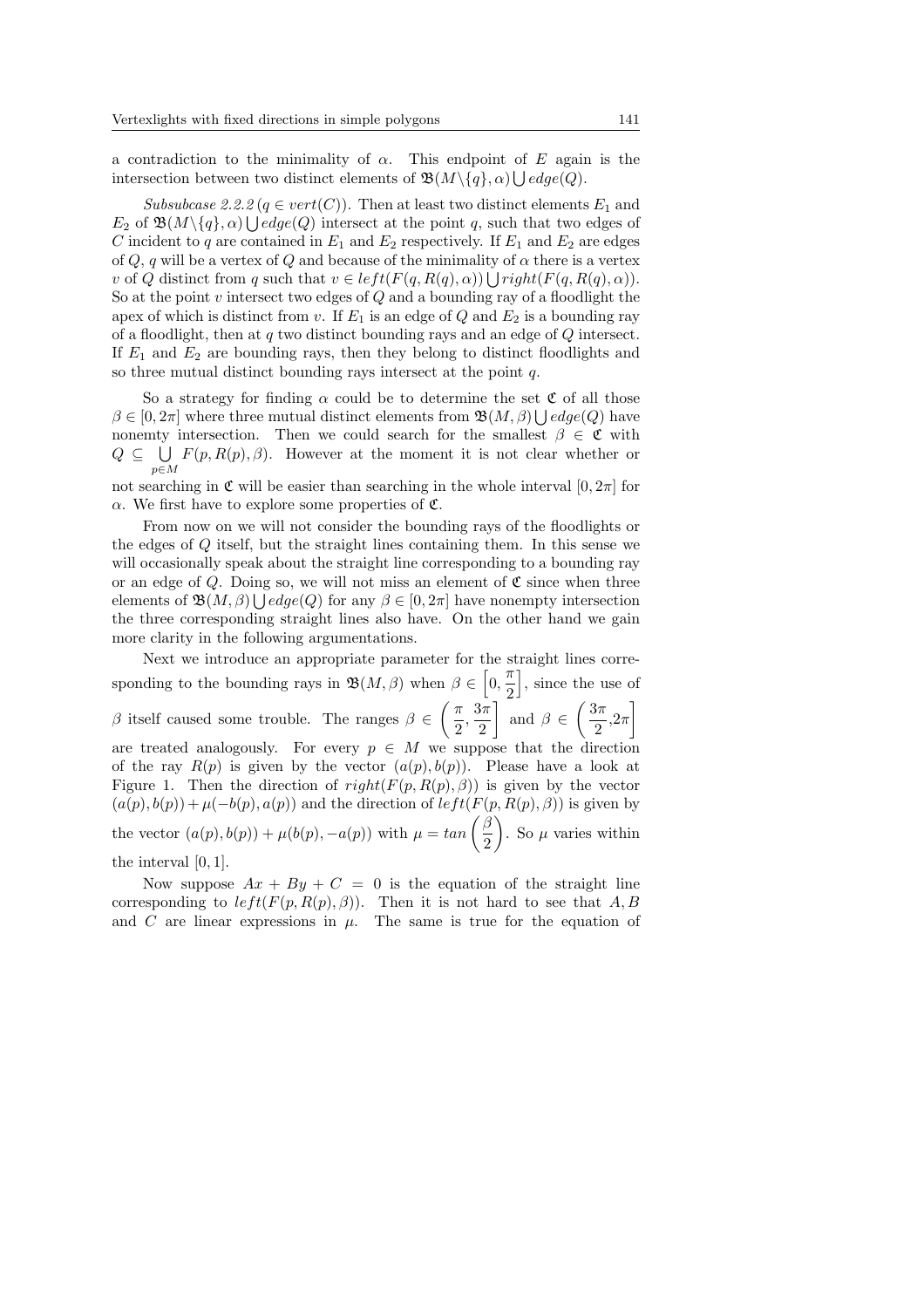a contradiction to the minimality of $\alpha$. This endpoint of $E$ again is the intersection between two distinct elements of $\mathfrak{B}(M\backslash\{q\},\alpha)\bigcup edge(Q)$.

*Subsubcase 2.2.2* ($q \in vert(C)$). Then at least two distinct elements $E_1$ and $E_2$ of $\mathfrak{B}(M\backslash\{q\},\alpha)\bigcup edge(Q)$ intersect at the point $q$, such that two edges of $C$ incident to $q$ are contained in $E_1$ and $E_2$ respectively. If $E_1$ and $E_2$ are edges of $Q$, $q$ will be a vertex of $Q$ and because of the minimality of $\alpha$ there is a vertex $v$ of $Q$ distinct from $q$ such that $v \in left(F(q,R(q),\alpha))\bigcup right(F(q,R(q),\alpha))$. So at the point $v$ intersect two edges of $Q$ and a bounding ray of a floodlight the apex of which is distinct from $v$. If $E_1$ is an edge of $Q$ and $E_2$ is a bounding ray of a floodlight, then at $q$ two distinct bounding rays and an edge of $Q$ intersect. If $E_1$ and $E_2$ are bounding rays, then they belong to distinct floodlights and so three mutual distinct bounding rays intersect at the point $q$.

So a strategy for finding $\alpha$ could be to determine the set $\mathfrak{C}$ of all those $\beta \in [0,2\pi]$ where three mutual distinct elements from $\mathfrak{B}(M,\beta)\bigcup edge(Q)$ have nonemty intersection. Then we could search for the smallest $\beta \in \mathfrak{C}$ with $Q \subseteq \bigcup_{p\in M} F(p,R(p),\beta)$. However at the moment it is not clear whether or not searching in $\mathfrak{C}$ will be easier than searching in the whole interval $[0,2\pi]$ for $\alpha$. We first have to explore some properties of $\mathfrak{C}$.

From now on we will not consider the bounding rays of the floodlights or the edges of $Q$ itself, but the straight lines containing them. In this sense we will occasionally speak about the straight line corresponding to a bounding ray or an edge of $Q$. Doing so, we will not miss an element of $\mathfrak{C}$ since when three elements of $\mathfrak{B}(M,\beta)\bigcup edge(Q)$ for any $\beta \in [0,2\pi]$ have nonempty intersection the three corresponding straight lines also have. On the other hand we gain more clarity in the following argumentations.

Next we introduce an appropriate parameter for the straight lines corresponding to the bounding rays in $\mathfrak{B}(M,\beta)$ when $\beta \in \left[0,\frac{\pi}{2}\right]$, since the use of $\beta$ itself caused some trouble. The ranges $\beta \in \left(\frac{\pi}{2},\frac{3\pi}{2}\right]$ and $\beta \in \left(\frac{3\pi}{2},2\pi\right]$ are treated analogously. For every $p \in M$ we suppose that the direction of the ray $R(p)$ is given by the vector $(a(p),b(p))$. Please have a look at Figure 1. Then the direction of $right(F(p,R(p),\beta))$ is given by the vector $(a(p),b(p))+\mu(-b(p),a(p))$ and the direction of $left(F(p,R(p),\beta))$ is given by the vector $(a(p),b(p))+\mu(b(p),-a(p))$ with $\mu = tan\left(\frac{\beta}{2}\right)$. So $\mu$ varies within the interval $[0,1]$.

Now suppose $Ax+By+C=0$ is the equation of the straight line corresponding to $left(F(p,R(p),\beta))$. Then it is not hard to see that $A,B$ and $C$ are linear expressions in $\mu$. The same is true for the equation of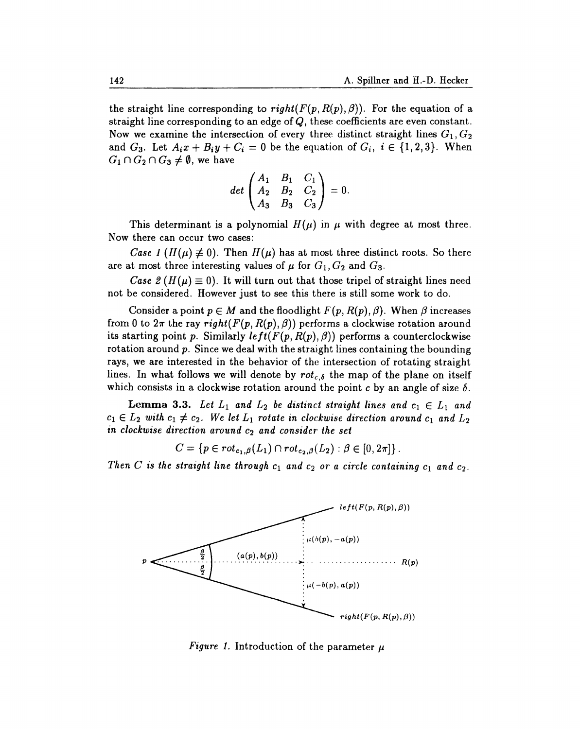the straight line corresponding to $right(F(p, R(p), \beta))$. For the equation of a straight line corresponding to an edge of $Q$, these coefficients are even constant. Now we examine the intersection of every three distinct straight lines $G_1, G_2$ and $G_3$. Let $A_i x + B_i y + C_i = 0$ be the equation of $G_i$, $i \in \{1, 2, 3\}$. When $G_1 \cap G_2 \cap G_3 \neq \emptyset$, we have

$$det \begin{pmatrix} A_1 & B_1 & C_1 \\ A_2 & B_2 & C_2 \\ A_3 & B_3 & C_3 \end{pmatrix} = 0.$$

This determinant is a polynomial $H(\mu)$ in $\mu$ with degree at most three. Now there can occur two cases:

*Case 1* ($H(\mu) \not\equiv 0$). Then $H(\mu)$ has at most three distinct roots. So there are at most three interesting values of $\mu$ for $G_1, G_2$ and $G_3$.

*Case 2* ($H(\mu) \equiv 0$). It will turn out that those tripel of straight lines need not be considered. However just to see this there is still some work to do.

Consider a point $p \in M$ and the floodlight $F(p, R(p), \beta)$. When $\beta$ increases from 0 to $2\pi$ the ray $right(F(p, R(p), \beta))$ performs a clockwise rotation around its starting point $p$. Similarly $left(F(p, R(p), \beta))$ performs a counterclockwise rotation around $p$. Since we deal with the straight lines containing the bounding rays, we are interested in the behavior of the intersection of rotating straight lines. In what follows we will denote by $rot_{c,\delta}$ the map of the plane on itself which consists in a clockwise rotation around the point $c$ by an angle of size $\delta$.

**Lemma 3.3.** *Let $L_1$ and $L_2$ be distinct straight lines and $c_1 \in L_1$ and $c_1 \in L_2$ with $c_1 \neq c_2$. We let $L_1$ rotate in clockwise direction around $c_1$ and $L_2$ in clockwise direction around $c_2$ and consider the set*

$$C = \{p \in rot_{c_1,\beta}(L_1) \cap rot_{c_2,\beta}(L_2) : \beta \in [0, 2\pi]\}.$$

*Then $C$ is the straight line through $c_1$ and $c_2$ or a circle containing $c_1$ and $c_2$.*

*Figure 1.* Introduction of the parameter $\mu$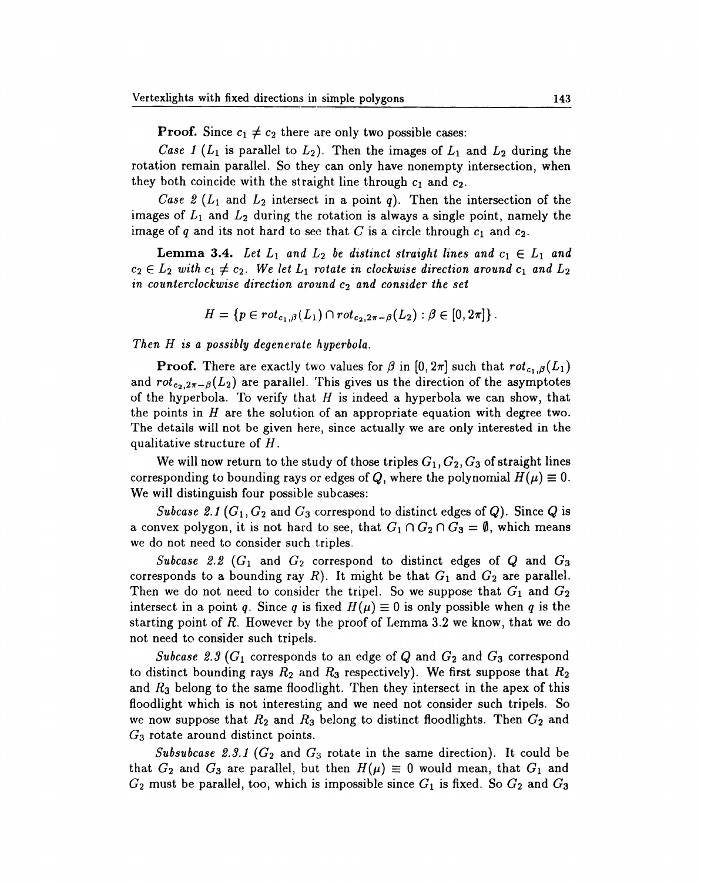**Proof.** Since $c_1 \neq c_2$ there are only two possible cases:

*Case 1* ($L_1$ is parallel to $L_2$). Then the images of $L_1$ and $L_2$ during the rotation remain parallel. So they can only have nonempty intersection, when they both coincide with the straight line through $c_1$ and $c_2$.

*Case 2* ($L_1$ and $L_2$ intersect in a point $q$). Then the intersection of the images of $L_1$ and $L_2$ during the rotation is always a single point, namely the image of $q$ and its not hard to see that $C$ is a circle through $c_1$ and $c_2$.

**Lemma 3.4.** *Let $L_1$ and $L_2$ be distinct straight lines and $c_1 \in L_1$ and $c_2 \in L_2$ with $c_1 \neq c_2$. We let $L_1$ rotate in clockwise direction around $c_1$ and $L_2$ in counterclockwise direction around $c_2$ and consider the set*

$$H = \{p \in rot_{c_1,\beta}(L_1) \cap rot_{c_2,2\pi-\beta}(L_2) : \beta \in [0, 2\pi]\}.$$

*Then $H$ is a possibly degenerate hyperbola.*

**Proof.** There are exactly two values for $\beta$ in $[0, 2\pi]$ such that $rot_{c_1,\beta}(L_1)$ and $rot_{c_2,2\pi-\beta}(L_2)$ are parallel. This gives us the direction of the asymptotes of the hyperbola. To verify that $H$ is indeed a hyperbola we can show, that the points in $H$ are the solution of an appropriate equation with degree two. The details will not be given here, since actually we are only interested in the qualitative structure of $H$.

We will now return to the study of those triples $G_1, G_2, G_3$ of straight lines corresponding to bounding rays or edges of $Q$, where the polynomial $H(\mu) \equiv 0$. We will distinguish four possible subcases:

*Subcase 2.1* ($G_1, G_2$ and $G_3$ correspond to distinct edges of $Q$). Since $Q$ is a convex polygon, it is not hard to see, that $G_1 \cap G_2 \cap G_3 = \emptyset$, which means we do not need to consider such triples.

*Subcase 2.2* ($G_1$ and $G_2$ correspond to distinct edges of $Q$ and $G_3$ corresponds to a bounding ray $R$). It might be that $G_1$ and $G_2$ are parallel. Then we do not need to consider the tripel. So we suppose that $G_1$ and $G_2$ intersect in a point $q$. Since $q$ is fixed $H(\mu) \equiv 0$ is only possible when $q$ is the starting point of $R$. However by the proof of Lemma 3.2 we know, that we do not need to consider such tripels.

*Subcase 2.3* ($G_1$ corresponds to an edge of $Q$ and $G_2$ and $G_3$ correspond to distinct bounding rays $R_2$ and $R_3$ respectively). We first suppose that $R_2$ and $R_3$ belong to the same floodlight. Then they intersect in the apex of this floodlight which is not interesting and we need not consider such tripels. So we now suppose that $R_2$ and $R_3$ belong to distinct floodlights. Then $G_2$ and $G_3$ rotate around distinct points.

*Subsubcase 2.3.1* ($G_2$ and $G_3$ rotate in the same direction). It could be that $G_2$ and $G_3$ are parallel, but then $H(\mu) \equiv 0$ would mean, that $G_1$ and $G_2$ must be parallel, too, which is impossible since $G_1$ is fixed. So $G_2$ and $G_3$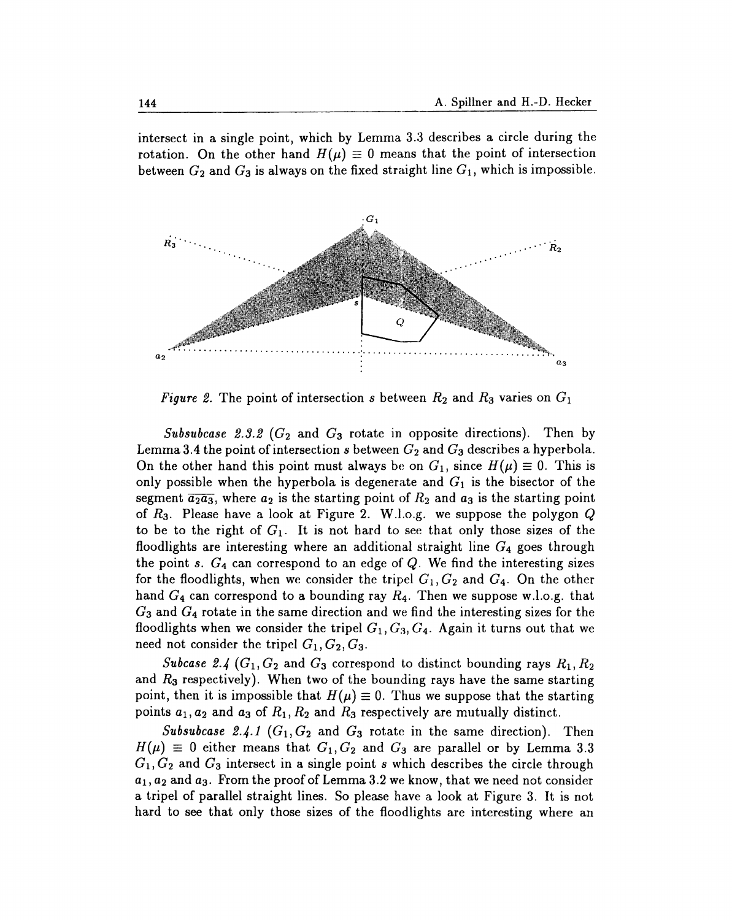intersect in a single point, which by Lemma 3.3 describes a circle during the rotation. On the other hand $H(\mu) \equiv 0$ means that the point of intersection between $G_2$ and $G_3$ is always on the fixed straight line $G_1$, which is impossible.

*Figure 2.* The point of intersection $s$ between $R_2$ and $R_3$ varies on $G_1$

*Subsubcase 2.3.2* ($G_2$ and $G_3$ rotate in opposite directions). Then by Lemma 3.4 the point of intersection $s$ between $G_2$ and $G_3$ describes a hyperbola. On the other hand this point must always be on $G_1$, since $H(\mu) \equiv 0$. This is only possible when the hyperbola is degenerate and $G_1$ is the bisector of the segment $\overline{a_2 a_3}$, where $a_2$ is the starting point of $R_2$ and $a_3$ is the starting point of $R_3$. Please have a look at Figure 2. W.l.o.g. we suppose the polygon $Q$ to be to the right of $G_1$. It is not hard to see that only those sizes of the floodlights are interesting where an additional straight line $G_4$ goes through the point $s$. $G_4$ can correspond to an edge of $Q$. We find the interesting sizes for the floodlights, when we consider the tripel $G_1, G_2$ and $G_4$. On the other hand $G_4$ can correspond to a bounding ray $R_4$. Then we suppose w.l.o.g. that $G_3$ and $G_4$ rotate in the same direction and we find the interesting sizes for the floodlights when we consider the tripel $G_1, G_3, G_4$. Again it turns out that we need not consider the tripel $G_1, G_2, G_3$.

*Subcase 2.4* ($G_1, G_2$ and $G_3$ correspond to distinct bounding rays $R_1, R_2$ and $R_3$ respectively). When two of the bounding rays have the same starting point, then it is impossible that $H(\mu) \equiv 0$. Thus we suppose that the starting points $a_1, a_2$ and $a_3$ of $R_1, R_2$ and $R_3$ respectively are mutually distinct.

*Subsubcase 2.4.1* ($G_1, G_2$ and $G_3$ rotate in the same direction). Then $H(\mu) \equiv 0$ either means that $G_1, G_2$ and $G_3$ are parallel or by Lemma 3.3 $G_1, G_2$ and $G_3$ intersect in a single point $s$ which describes the circle through $a_1, a_2$ and $a_3$. From the proof of Lemma 3.2 we know, that we need not consider a tripel of parallel straight lines. So please have a look at Figure 3. It is not hard to see that only those sizes of the floodlights are interesting where an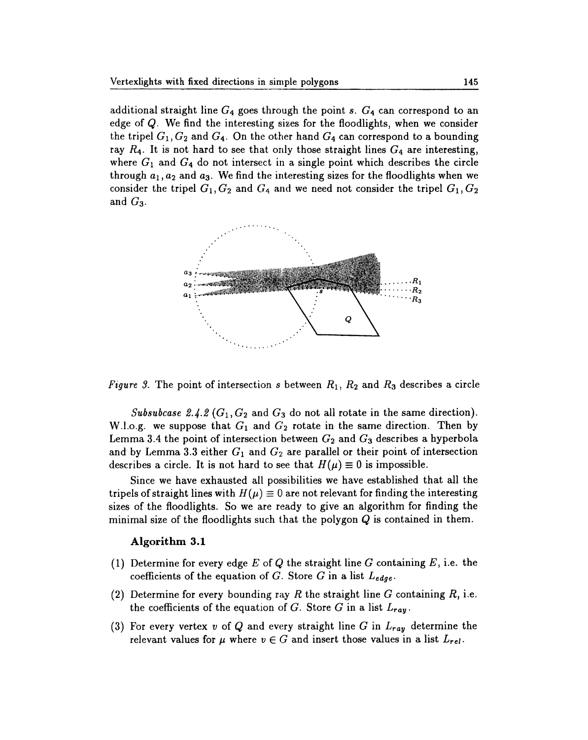additional straight line $G_4$ goes through the point $s$. $G_4$ can correspond to an edge of $Q$. We find the interesting sizes for the floodlights, when we consider the tripel $G_1, G_2$ and $G_4$. On the other hand $G_4$ can correspond to a bounding ray $R_4$. It is not hard to see that only those straight lines $G_4$ are interesting, where $G_1$ and $G_4$ do not intersect in a single point which describes the circle through $a_1, a_2$ and $a_3$. We find the interesting sizes for the floodlights when we consider the tripel $G_1, G_2$ and $G_4$ and we need not consider the tripel $G_1, G_2$ and $G_3$.

*Figure 3.* The point of intersection $s$ between $R_1$, $R_2$ and $R_3$ describes a circle

*Subsubcase 2.4.2* ($G_1, G_2$ and $G_3$ do not all rotate in the same direction). W.l.o.g. we suppose that $G_1$ and $G_2$ rotate in the same direction. Then by Lemma 3.4 the point of intersection between $G_2$ and $G_3$ describes a hyperbola and by Lemma 3.3 either $G_1$ and $G_2$ are parallel or their point of intersection describes a circle. It is not hard to see that $H(\mu) \equiv 0$ is impossible.

Since we have exhausted all possibilities we have established that all the tripels of straight lines with $H(\mu) \equiv 0$ are not relevant for finding the interesting sizes of the floodlights. So we are ready to give an algorithm for finding the minimal size of the floodlights such that the polygon $Q$ is contained in them.

### Algorithm 3.1

(1) Determine for every edge $E$ of $Q$ the straight line $G$ containing $E$, i.e. the coefficients of the equation of $G$. Store $G$ in a list $L_{edge}$.

(2) Determine for every bounding ray $R$ the straight line $G$ containing $R$, i.e. the coefficients of the equation of $G$. Store $G$ in a list $L_{ray}$.

(3) For every vertex $v$ of $Q$ and every straight line $G$ in $L_{ray}$ determine the relevant values for $\mu$ where $v \in G$ and insert those values in a list $L_{rel}$.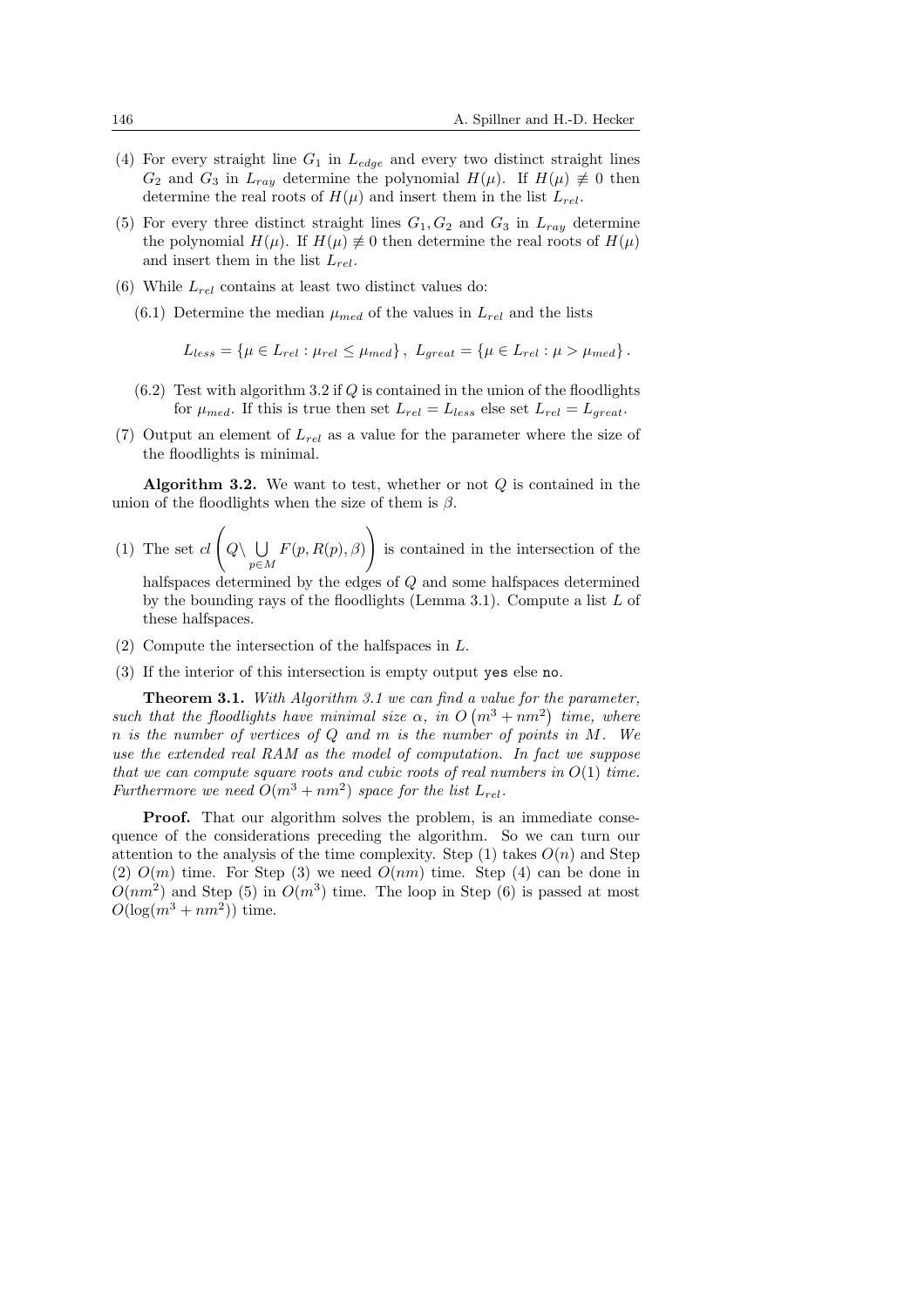(4) For every straight line $G_1$ in $L_{edge}$ and every two distinct straight lines $G_2$ and $G_3$ in $L_{ray}$ determine the polynomial $H(\mu)$. If $H(\mu) \not\equiv 0$ then determine the real roots of $H(\mu)$ and insert them in the list $L_{rel}$.

(5) For every three distinct straight lines $G_1, G_2$ and $G_3$ in $L_{ray}$ determine the polynomial $H(\mu)$. If $H(\mu) \not\equiv 0$ then determine the real roots of $H(\mu)$ and insert them in the list $L_{rel}$.

(6) While $L_{rel}$ contains at least two distinct values do:

   (6.1) Determine the median $\mu_{med}$ of the values in $L_{rel}$ and the lists

$$L_{less} = \{\mu \in L_{rel} : \mu_{rel} \leq \mu_{med}\}, \; L_{great} = \{\mu \in L_{rel} : \mu > \mu_{med}\}.$$

   (6.2) Test with algorithm 3.2 if $Q$ is contained in the union of the floodlights for $\mu_{med}$. If this is true then set $L_{rel} = L_{less}$ else set $L_{rel} = L_{great}$.

(7) Output an element of $L_{rel}$ as a value for the parameter where the size of the floodlights is minimal.

**Algorithm 3.2.** We want to test, whether or not $Q$ is contained in the union of the floodlights when the size of them is $\beta$.

(1) The set $cl\left(Q \setminus \bigcup_{p \in M} F(p, R(p), \beta)\right)$ is contained in the intersection of the halfspaces determined by the edges of $Q$ and some halfspaces determined by the bounding rays of the floodlights (Lemma 3.1). Compute a list $L$ of these halfspaces.

(2) Compute the intersection of the halfspaces in $L$.

(3) If the interior of this intersection is empty output `yes` else `no`.

**Theorem 3.1.** *With Algorithm 3.1 we can find a value for the parameter, such that the floodlights have minimal size $\alpha$, in $O\left(m^3 + nm^2\right)$ time, where $n$ is the number of vertices of $Q$ and $m$ is the number of points in $M$. We use the extended real RAM as the model of computation. In fact we suppose that we can compute square roots and cubic roots of real numbers in $O(1)$ time. Furthermore we need $O(m^3 + nm^2)$ space for the list $L_{rel}$.*

**Proof.** That our algorithm solves the problem, is an immediate consequence of the considerations preceding the algorithm. So we can turn our attention to the analysis of the time complexity. Step (1) takes $O(n)$ and Step (2) $O(m)$ time. For Step (3) we need $O(nm)$ time. Step (4) can be done in $O(nm^2)$ and Step (5) in $O(m^3)$ time. The loop in Step (6) is passed at most $O(\log(m^3 + nm^2))$ time.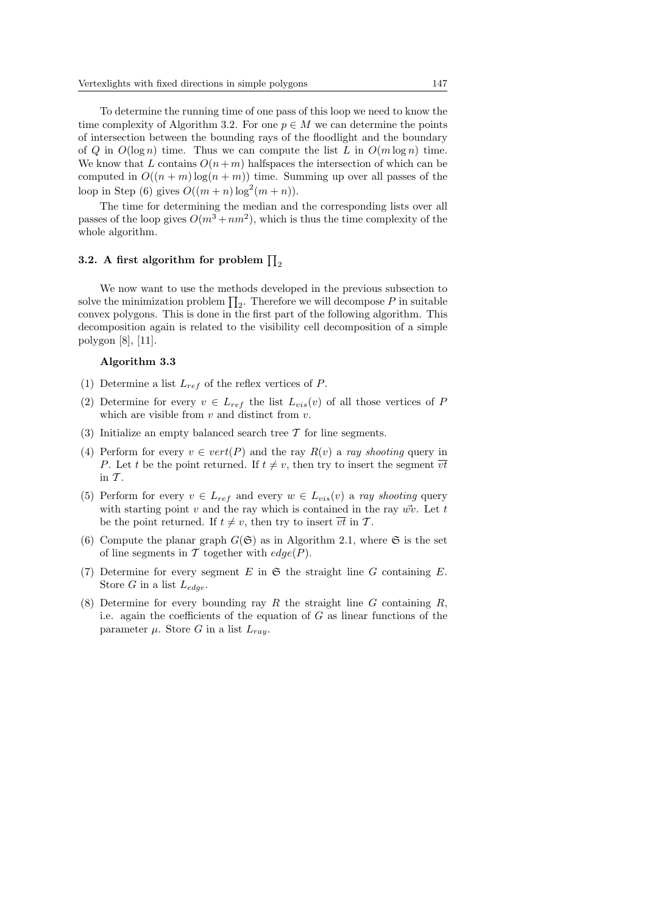To determine the running time of one pass of this loop we need to know the time complexity of Algorithm 3.2. For one $p \in M$ we can determine the points of intersection between the bounding rays of the floodlight and the boundary of $Q$ in $O(\log n)$ time. Thus we can compute the list $L$ in $O(m \log n)$ time. We know that $L$ contains $O(n+m)$ halfspaces the intersection of which can be computed in $O((n+m)\log(n+m))$ time. Summing up over all passes of the loop in Step (6) gives $O((m+n)\log^2(m+n))$.

The time for determining the median and the corresponding lists over all passes of the loop gives $O(m^3 + nm^2)$, which is thus the time complexity of the whole algorithm.

### 3.2. A first algorithm for problem $\prod_2$

We now want to use the methods developed in the previous subsection to solve the minimization problem $\prod_2$. Therefore we will decompose $P$ in suitable convex polygons. This is done in the first part of the following algorithm. This decomposition again is related to the visibility cell decomposition of a simple polygon [8], [11].

**Algorithm 3.3**

(1) Determine a list $L_{ref}$ of the reflex vertices of $P$.

(2) Determine for every $v \in L_{ref}$ the list $L_{vis}(v)$ of all those vertices of $P$ which are visible from $v$ and distinct from $v$.

(3) Initialize an empty balanced search tree $\mathcal{T}$ for line segments.

(4) Perform for every $v \in vert(P)$ and the ray $R(v)$ a *ray shooting* query in $P$. Let $t$ be the point returned. If $t \neq v$, then try to insert the segment $\overline{vt}$ in $\mathcal{T}$.

(5) Perform for every $v \in L_{ref}$ and every $w \in L_{vis}(v)$ a *ray shooting* query with starting point $v$ and the ray which is contained in the ray $\vec{wv}$. Let $t$ be the point returned. If $t \neq v$, then try to insert $\overline{vt}$ in $\mathcal{T}$.

(6) Compute the planar graph $G(\mathfrak{S})$ as in Algorithm 2.1, where $\mathfrak{S}$ is the set of line segments in $\mathcal{T}$ together with $edge(P)$.

(7) Determine for every segment $E$ in $\mathfrak{S}$ the straight line $G$ containing $E$. Store $G$ in a list $L_{edge}$.

(8) Determine for every bounding ray $R$ the straight line $G$ containing $R$, i.e. again the coefficients of the equation of $G$ as linear functions of the parameter $\mu$. Store $G$ in a list $L_{ray}$.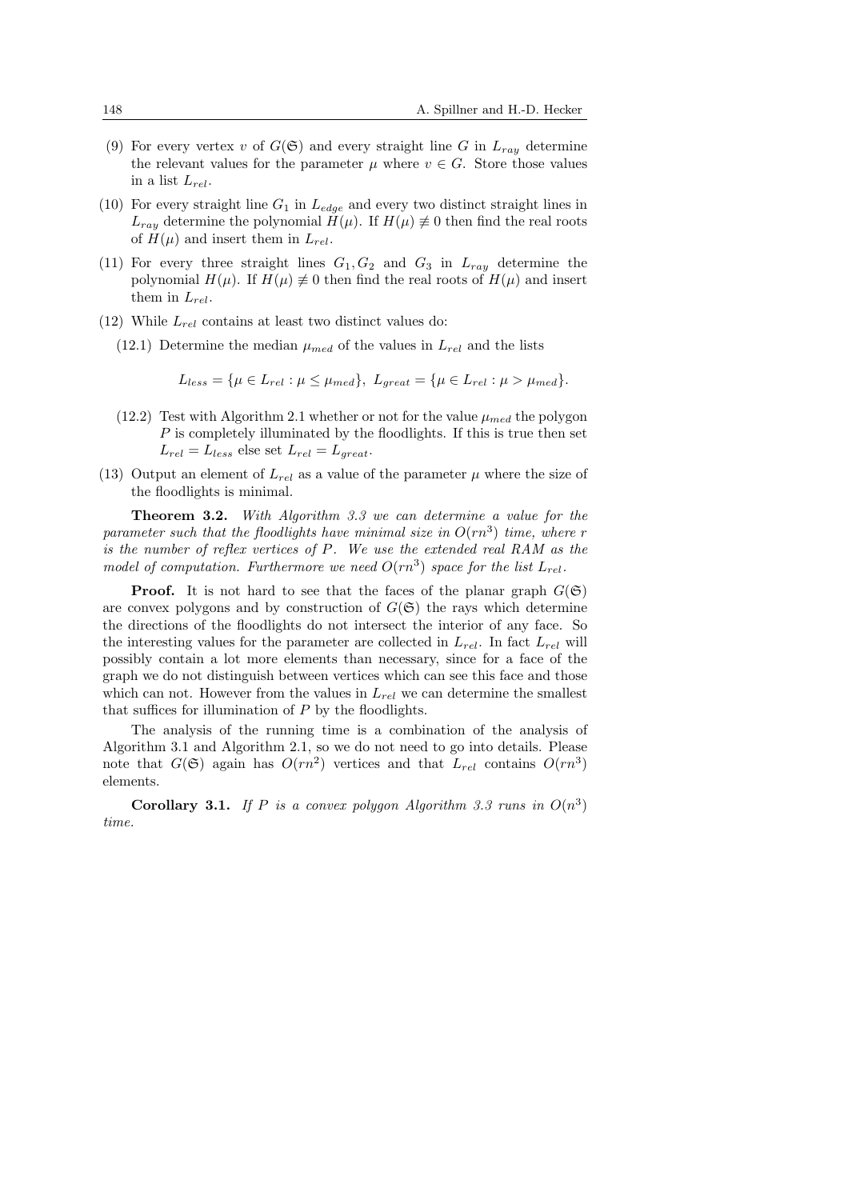(9) For every vertex $v$ of $G(\mathfrak{S})$ and every straight line $G$ in $L_{ray}$ determine the relevant values for the parameter $\mu$ where $v \in G$. Store those values in a list $L_{rel}$.

(10) For every straight line $G_1$ in $L_{edge}$ and every two distinct straight lines in $L_{ray}$ determine the polynomial $H(\mu)$. If $H(\mu) \not\equiv 0$ then find the real roots of $H(\mu)$ and insert them in $L_{rel}$.

(11) For every three straight lines $G_1, G_2$ and $G_3$ in $L_{ray}$ determine the polynomial $H(\mu)$. If $H(\mu) \not\equiv 0$ then find the real roots of $H(\mu)$ and insert them in $L_{rel}$.

(12) While $L_{rel}$ contains at least two distinct values do:

  (12.1) Determine the median $\mu_{med}$ of the values in $L_{rel}$ and the lists

$$L_{less} = \{\mu \in L_{rel} : \mu \leq \mu_{med}\},\ L_{great} = \{\mu \in L_{rel} : \mu > \mu_{med}\}.$$

  (12.2) Test with Algorithm 2.1 whether or not for the value $\mu_{med}$ the polygon $P$ is completely illuminated by the floodlights. If this is true then set $L_{rel} = L_{less}$ else set $L_{rel} = L_{great}$.

(13) Output an element of $L_{rel}$ as a value of the parameter $\mu$ where the size of the floodlights is minimal.

**Theorem 3.2.** *With Algorithm 3.3 we can determine a value for the parameter such that the floodlights have minimal size in $O(rn^3)$ time, where $r$ is the number of reflex vertices of $P$. We use the extended real RAM as the model of computation. Furthermore we need $O(rn^3)$ space for the list $L_{rel}$.*

**Proof.** It is not hard to see that the faces of the planar graph $G(\mathfrak{S})$ are convex polygons and by construction of $G(\mathfrak{S})$ the rays which determine the directions of the floodlights do not intersect the interior of any face. So the interesting values for the parameter are collected in $L_{rel}$. In fact $L_{rel}$ will possibly contain a lot more elements than necessary, since for a face of the graph we do not distinguish between vertices which can see this face and those which can not. However from the values in $L_{rel}$ we can determine the smallest that suffices for illumination of $P$ by the floodlights.

The analysis of the running time is a combination of the analysis of Algorithm 3.1 and Algorithm 2.1, so we do not need to go into details. Please note that $G(\mathfrak{S})$ again has $O(rn^2)$ vertices and that $L_{rel}$ contains $O(rn^3)$ elements.

**Corollary 3.1.** *If $P$ is a convex polygon Algorithm 3.3 runs in $O(n^3)$ time.*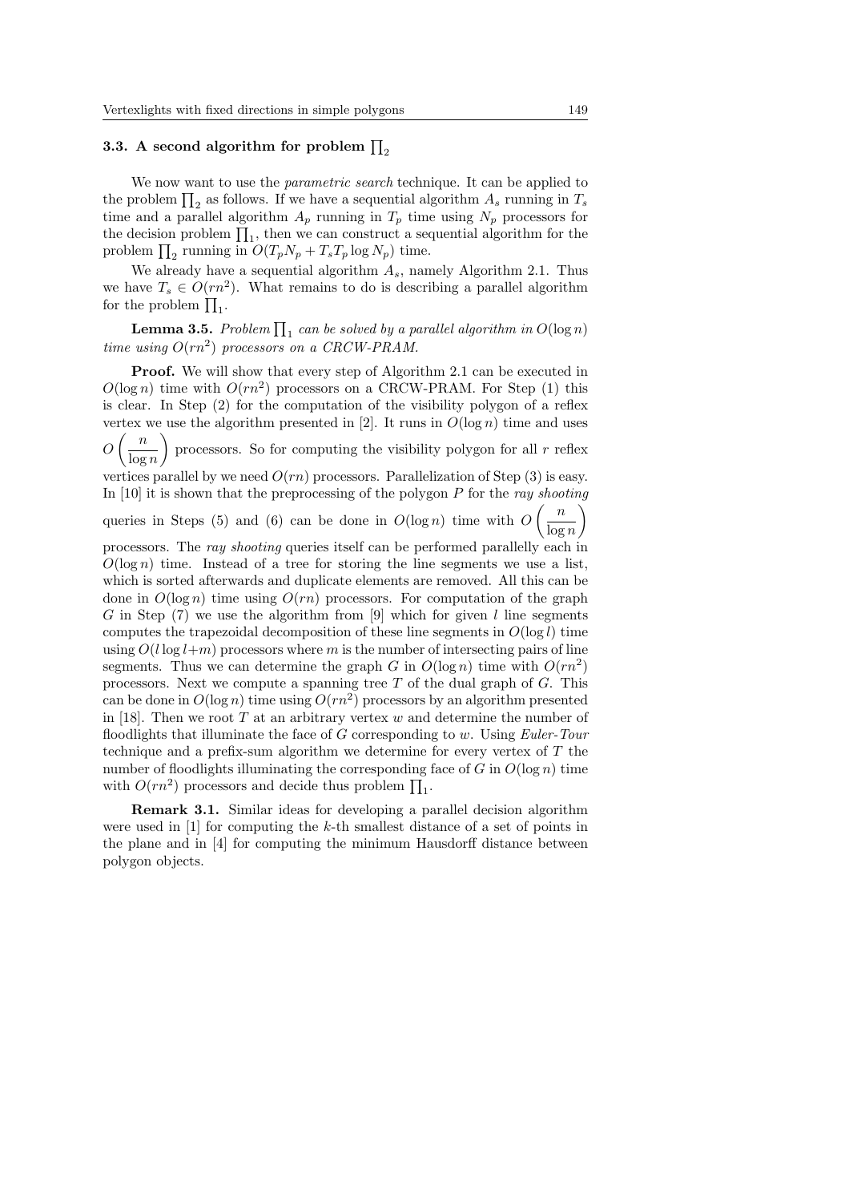### 3.3. A second algorithm for problem $\prod_2$

We now want to use the *parametric search* technique. It can be applied to the problem $\prod_2$ as follows. If we have a sequential algorithm $A_s$ running in $T_s$ time and a parallel algorithm $A_p$ running in $T_p$ time using $N_p$ processors for the decision problem $\prod_1$, then we can construct a sequential algorithm for the problem $\prod_2$ running in $O(T_p N_p + T_s T_p \log N_p)$ time.

We already have a sequential algorithm $A_s$, namely Algorithm 2.1. Thus we have $T_s \in O(rn^2)$. What remains to do is describing a parallel algorithm for the problem $\prod_1$.

**Lemma 3.5.** *Problem $\prod_1$ can be solved by a parallel algorithm in $O(\log n)$ time using $O(rn^2)$ processors on a CRCW-PRAM.*

**Proof.** We will show that every step of Algorithm 2.1 can be executed in $O(\log n)$ time with $O(rn^2)$ processors on a CRCW-PRAM. For Step (1) this is clear. In Step (2) for the computation of the visibility polygon of a reflex vertex we use the algorithm presented in [2]. It runs in $O(\log n)$ time and uses $O\left(\frac{n}{\log n}\right)$ processors. So for computing the visibility polygon for all $r$ reflex vertices parallel by we need $O(rn)$ processors. Parallelization of Step (3) is easy. In [10] it is shown that the preprocessing of the polygon $P$ for the *ray shooting* queries in Steps (5) and (6) can be done in $O(\log n)$ time with $O\left(\frac{n}{\log n}\right)$ processors. The *ray shooting* queries itself can be performed parallelly each in $O(\log n)$ time. Instead of a tree for storing the line segments we use a list, which is sorted afterwards and duplicate elements are removed. All this can be done in $O(\log n)$ time using $O(rn)$ processors. For computation of the graph $G$ in Step (7) we use the algorithm from [9] which for given $l$ line segments computes the trapezoidal decomposition of these line segments in $O(\log l)$ time using $O(l \log l + m)$ processors where $m$ is the number of intersecting pairs of line segments. Thus we can determine the graph $G$ in $O(\log n)$ time with $O(rn^2)$ processors. Next we compute a spanning tree $T$ of the dual graph of $G$. This can be done in $O(\log n)$ time using $O(rn^2)$ processors by an algorithm presented in [18]. Then we root $T$ at an arbitrary vertex $w$ and determine the number of floodlights that illuminate the face of $G$ corresponding to $w$. Using *Euler-Tour* technique and a prefix-sum algorithm we determine for every vertex of $T$ the number of floodlights illuminating the corresponding face of $G$ in $O(\log n)$ time with $O(rn^2)$ processors and decide thus problem $\prod_1$.

**Remark 3.1.** Similar ideas for developing a parallel decision algorithm were used in [1] for computing the $k$-th smallest distance of a set of points in the plane and in [4] for computing the minimum Hausdorff distance between polygon objects.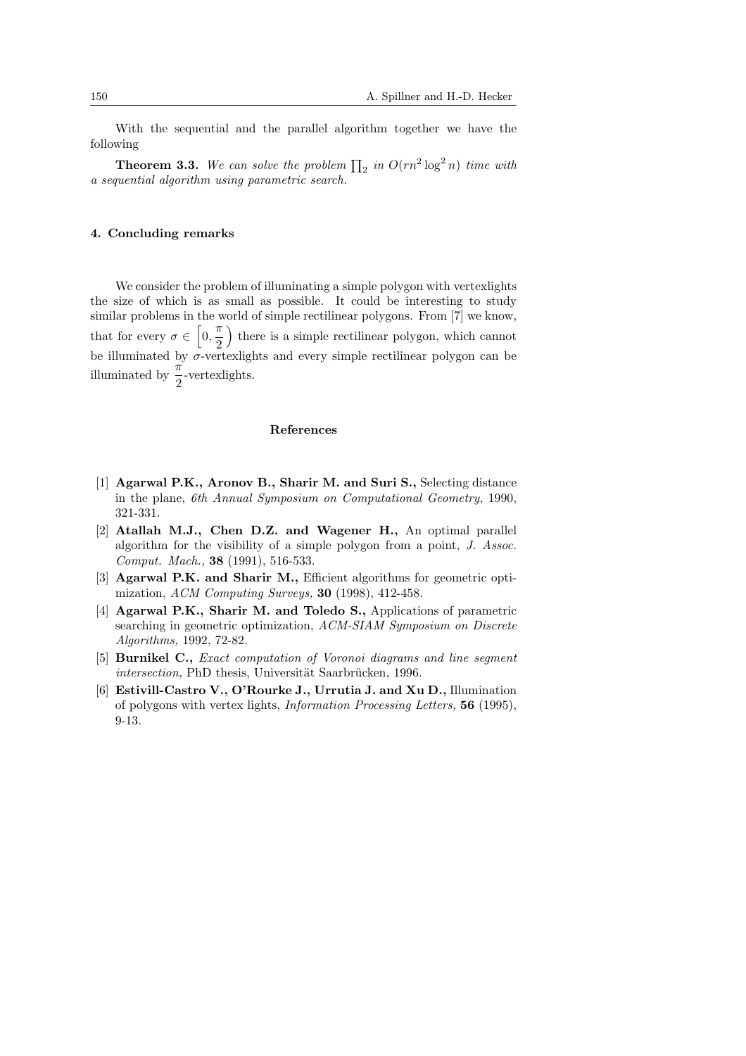With the sequential and the parallel algorithm together we have the following

**Theorem 3.3.** *We can solve the problem* $\prod_2$ *in* $O(rn^2 \log^2 n)$ *time with a sequential algorithm using parametric search.*

## 4. Concluding remarks

We consider the problem of illuminating a simple polygon with vertexlights the size of which is as small as possible. It could be interesting to study similar problems in the world of simple rectilinear polygons. From [7] we know, that for every $\sigma \in \left[0, \frac{\pi}{2}\right)$ there is a simple rectilinear polygon, which cannot be illuminated by $\sigma$-vertexlights and every simple rectilinear polygon can be illuminated by $\frac{\pi}{2}$-vertexlights.

## References

[1] **Agarwal P.K., Aronov B., Sharir M. and Suri S.,** Selecting distance in the plane, *6th Annual Symposium on Computational Geometry,* 1990, 321-331.

[2] **Atallah M.J., Chen D.Z. and Wagener H.,** An optimal parallel algorithm for the visibility of a simple polygon from a point, *J. Assoc. Comput. Mach.,* **38** (1991), 516-533.

[3] **Agarwal P.K. and Sharir M.,** Efficient algorithms for geometric optimization, *ACM Computing Surveys,* **30** (1998), 412-458.

[4] **Agarwal P.K., Sharir M. and Toledo S.,** Applications of parametric searching in geometric optimization, *ACM-SIAM Symposium on Discrete Algorithms,* 1992, 72-82.

[5] **Burnikel C.,** *Exact computation of Voronoi diagrams and line segment intersection,* PhD thesis, Universität Saarbrücken, 1996.

[6] **Estivill-Castro V., O'Rourke J., Urrutia J. and Xu D.,** Illumination of polygons with vertex lights, *Information Processing Letters,* **56** (1995), 9-13.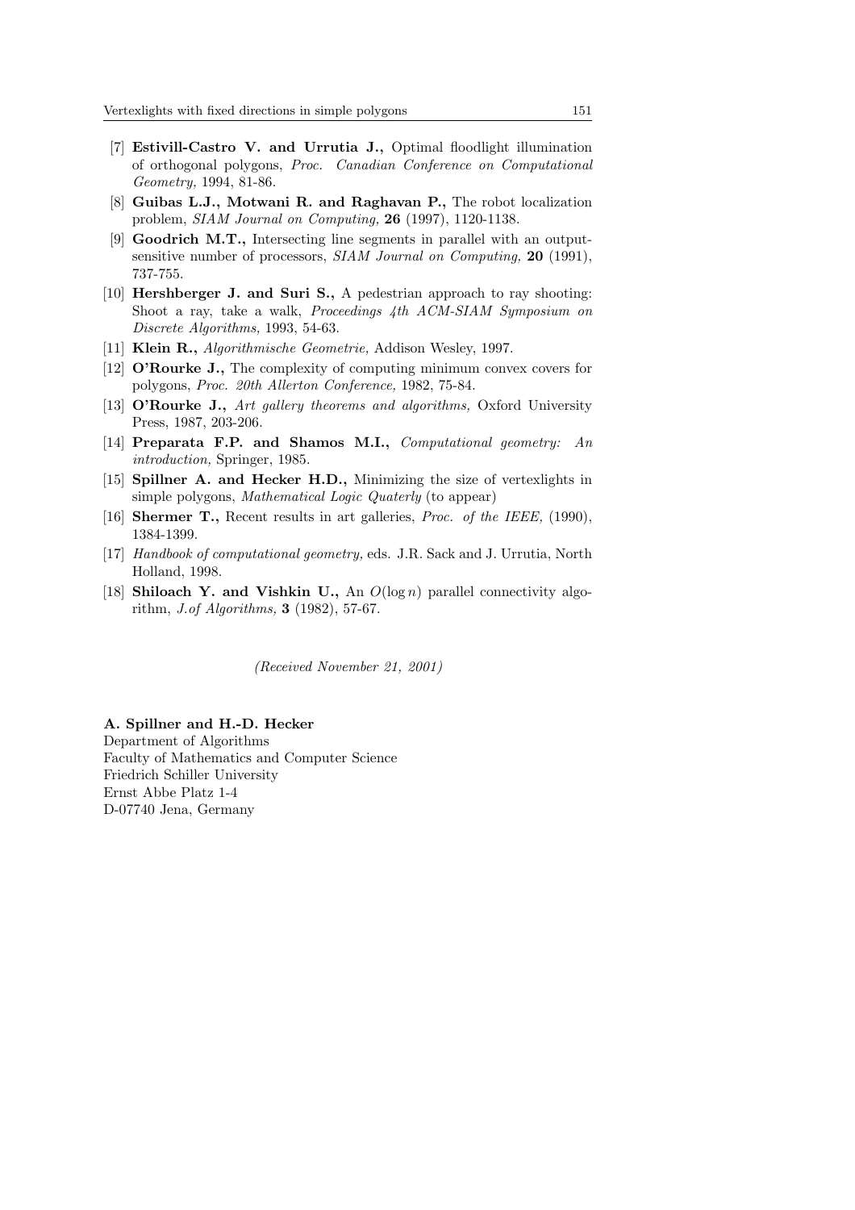[7] **Estivill-Castro V. and Urrutia J.,** Optimal floodlight illumination of orthogonal polygons, *Proc. Canadian Conference on Computational Geometry,* 1994, 81-86.

[8] **Guibas L.J., Motwani R. and Raghavan P.,** The robot localization problem, *SIAM Journal on Computing,* **26** (1997), 1120-1138.

[9] **Goodrich M.T.,** Intersecting line segments in parallel with an output-sensitive number of processors, *SIAM Journal on Computing,* **20** (1991), 737-755.

[10] **Hershberger J. and Suri S.,** A pedestrian approach to ray shooting: Shoot a ray, take a walk, *Proceedings 4th ACM-SIAM Symposium on Discrete Algorithms,* 1993, 54-63.

[11] **Klein R.,** *Algorithmische Geometrie,* Addison Wesley, 1997.

[12] **O'Rourke J.,** The complexity of computing minimum convex covers for polygons, *Proc. 20th Allerton Conference,* 1982, 75-84.

[13] **O'Rourke J.,** *Art gallery theorems and algorithms,* Oxford University Press, 1987, 203-206.

[14] **Preparata F.P. and Shamos M.I.,** *Computational geometry: An introduction,* Springer, 1985.

[15] **Spillner A. and Hecker H.D.,** Minimizing the size of vertexlights in simple polygons, *Mathematical Logic Quaterly* (to appear)

[16] **Shermer T.,** Recent results in art galleries, *Proc. of the IEEE,* (1990), 1384-1399.

[17] *Handbook of computational geometry,* eds. J.R. Sack and J. Urrutia, North Holland, 1998.

[18] **Shiloach Y. and Vishkin U.,** An $O(\log n)$ parallel connectivity algorithm, *J.of Algorithms,* **3** (1982), 57-67.

*(Received November 21, 2001)*

**A. Spillner and H.-D. Hecker**
Department of Algorithms
Faculty of Mathematics and Computer Science
Friedrich Schiller University
Ernst Abbe Platz 1-4
D-07740 Jena, Germany